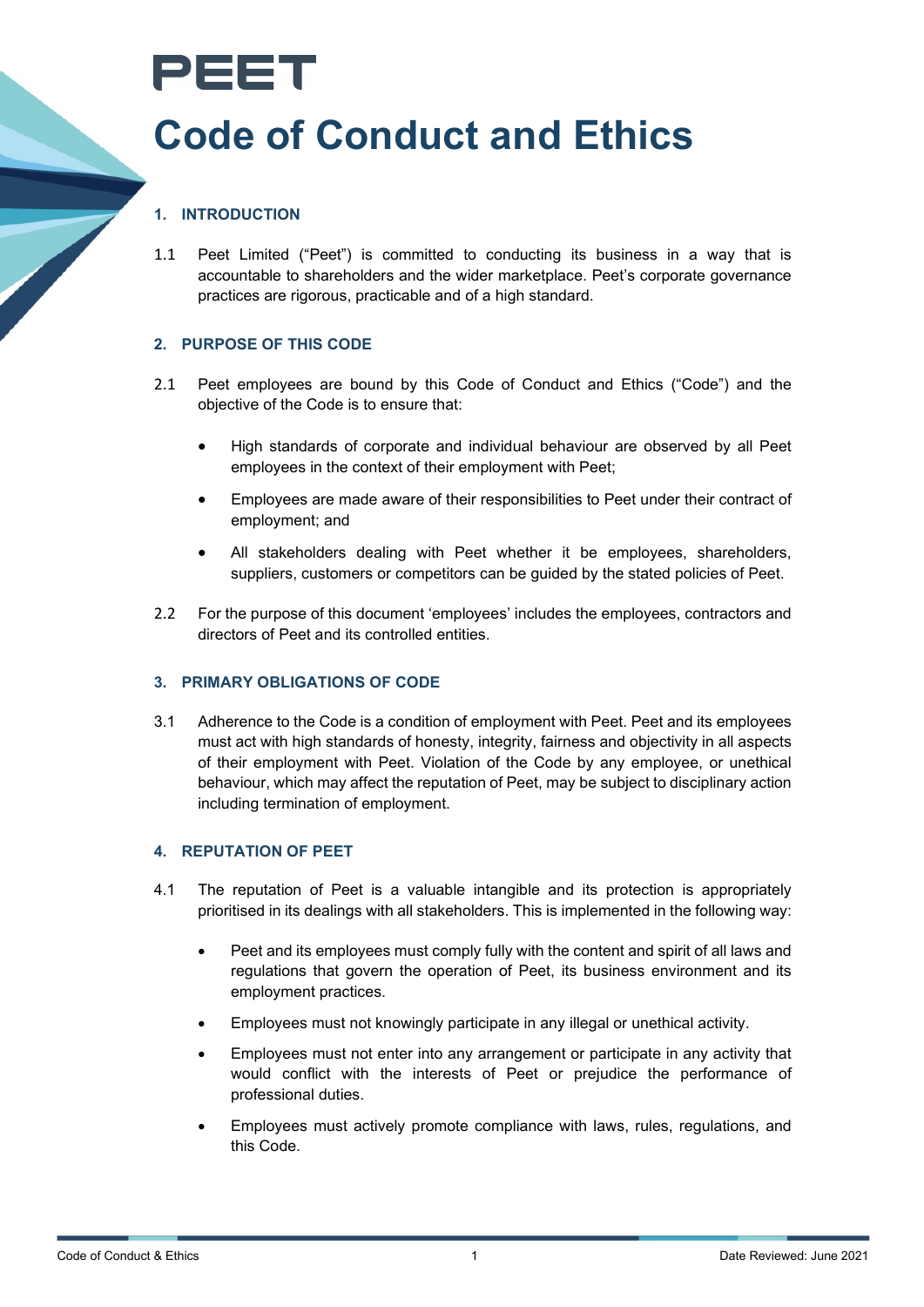# PEET

# Code of Conduct and Ethics

## 1. INTRODUCTION

1.1 Peet Limited ("Peet") is committed to conducting its business in a way that is accountable to shareholders and the wider marketplace. Peet's corporate governance practices are rigorous, practicable and of a high standard.

## 2. PURPOSE OF THIS CODE

2.1 Peet employees are bound by this Code of Conduct and Ethics ("Code") and the objective of the Code is to ensure that:

- High standards of corporate and individual behaviour are observed by all Peet employees in the context of their employment with Peet;
- Employees are made aware of their responsibilities to Peet under their contract of employment; and
- All stakeholders dealing with Peet whether it be employees, shareholders, suppliers, customers or competitors can be guided by the stated policies of Peet.

2.2 For the purpose of this document 'employees' includes the employees, contractors and directors of Peet and its controlled entities.

## 3. PRIMARY OBLIGATIONS OF CODE

3.1 Adherence to the Code is a condition of employment with Peet. Peet and its employees must act with high standards of honesty, integrity, fairness and objectivity in all aspects of their employment with Peet. Violation of the Code by any employee, or unethical behaviour, which may affect the reputation of Peet, may be subject to disciplinary action including termination of employment.

## 4. REPUTATION OF PEET

4.1 The reputation of Peet is a valuable intangible and its protection is appropriately prioritised in its dealings with all stakeholders. This is implemented in the following way:

- Peet and its employees must comply fully with the content and spirit of all laws and regulations that govern the operation of Peet, its business environment and its employment practices.
- Employees must not knowingly participate in any illegal or unethical activity.
- Employees must not enter into any arrangement or participate in any activity that would conflict with the interests of Peet or prejudice the performance of professional duties.
- Employees must actively promote compliance with laws, rules, regulations, and this Code.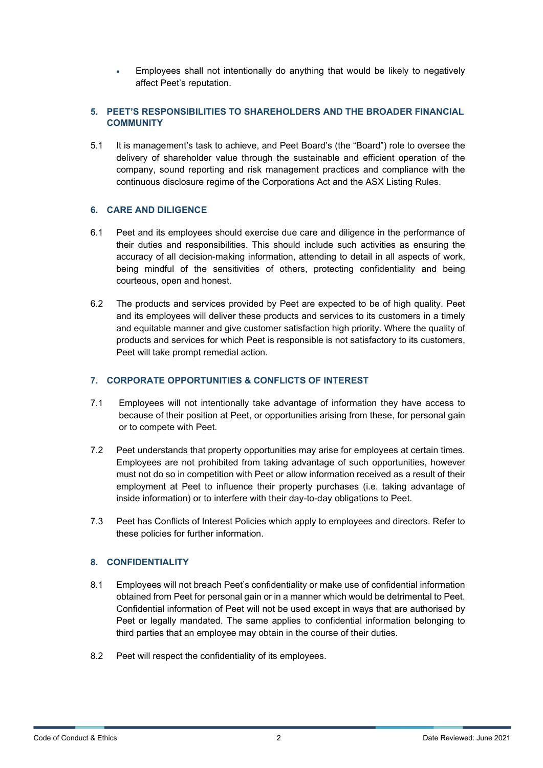- Employees shall not intentionally do anything that would be likely to negatively affect Peet's reputation.

## 5. PEET'S RESPONSIBILITIES TO SHAREHOLDERS AND THE BROADER FINANCIAL COMMUNITY

5.1 It is management's task to achieve, and Peet Board's (the "Board") role to oversee the delivery of shareholder value through the sustainable and efficient operation of the company, sound reporting and risk management practices and compliance with the continuous disclosure regime of the Corporations Act and the ASX Listing Rules.

## 6. CARE AND DILIGENCE

6.1 Peet and its employees should exercise due care and diligence in the performance of their duties and responsibilities. This should include such activities as ensuring the accuracy of all decision-making information, attending to detail in all aspects of work, being mindful of the sensitivities of others, protecting confidentiality and being courteous, open and honest.

6.2 The products and services provided by Peet are expected to be of high quality. Peet and its employees will deliver these products and services to its customers in a timely and equitable manner and give customer satisfaction high priority. Where the quality of products and services for which Peet is responsible is not satisfactory to its customers, Peet will take prompt remedial action.

## 7. CORPORATE OPPORTUNITIES & CONFLICTS OF INTEREST

7.1 Employees will not intentionally take advantage of information they have access to because of their position at Peet, or opportunities arising from these, for personal gain or to compete with Peet.

7.2 Peet understands that property opportunities may arise for employees at certain times. Employees are not prohibited from taking advantage of such opportunities, however must not do so in competition with Peet or allow information received as a result of their employment at Peet to influence their property purchases (i.e. taking advantage of inside information) or to interfere with their day-to-day obligations to Peet.

7.3 Peet has Conflicts of Interest Policies which apply to employees and directors. Refer to these policies for further information.

## 8. CONFIDENTIALITY

8.1 Employees will not breach Peet's confidentiality or make use of confidential information obtained from Peet for personal gain or in a manner which would be detrimental to Peet. Confidential information of Peet will not be used except in ways that are authorised by Peet or legally mandated. The same applies to confidential information belonging to third parties that an employee may obtain in the course of their duties.

8.2 Peet will respect the confidentiality of its employees.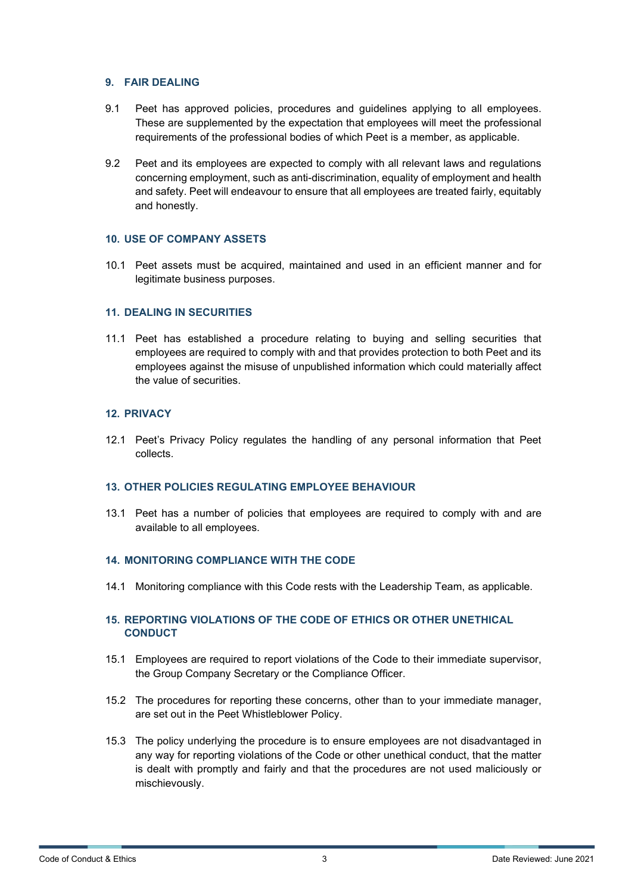## 9. FAIR DEALING

9.1 Peet has approved policies, procedures and guidelines applying to all employees. These are supplemented by the expectation that employees will meet the professional requirements of the professional bodies of which Peet is a member, as applicable.

9.2 Peet and its employees are expected to comply with all relevant laws and regulations concerning employment, such as anti-discrimination, equality of employment and health and safety. Peet will endeavour to ensure that all employees are treated fairly, equitably and honestly.

## 10. USE OF COMPANY ASSETS

10.1 Peet assets must be acquired, maintained and used in an efficient manner and for legitimate business purposes.

## 11. DEALING IN SECURITIES

11.1 Peet has established a procedure relating to buying and selling securities that employees are required to comply with and that provides protection to both Peet and its employees against the misuse of unpublished information which could materially affect the value of securities.

## 12. PRIVACY

12.1 Peet's Privacy Policy regulates the handling of any personal information that Peet collects.

## 13. OTHER POLICIES REGULATING EMPLOYEE BEHAVIOUR

13.1 Peet has a number of policies that employees are required to comply with and are available to all employees.

## 14. MONITORING COMPLIANCE WITH THE CODE

14.1 Monitoring compliance with this Code rests with the Leadership Team, as applicable.

## 15. REPORTING VIOLATIONS OF THE CODE OF ETHICS OR OTHER UNETHICAL CONDUCT

15.1 Employees are required to report violations of the Code to their immediate supervisor, the Group Company Secretary or the Compliance Officer.

15.2 The procedures for reporting these concerns, other than to your immediate manager, are set out in the Peet Whistleblower Policy.

15.3 The policy underlying the procedure is to ensure employees are not disadvantaged in any way for reporting violations of the Code or other unethical conduct, that the matter is dealt with promptly and fairly and that the procedures are not used maliciously or mischievously.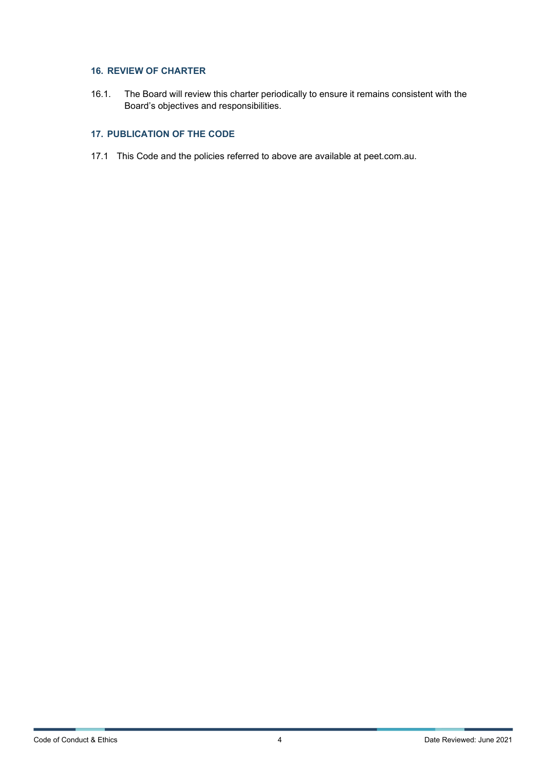## 16. REVIEW OF CHARTER

16.1. The Board will review this charter periodically to ensure it remains consistent with the Board's objectives and responsibilities.

## 17. PUBLICATION OF THE CODE

17.1 This Code and the policies referred to above are available at peet.com.au.